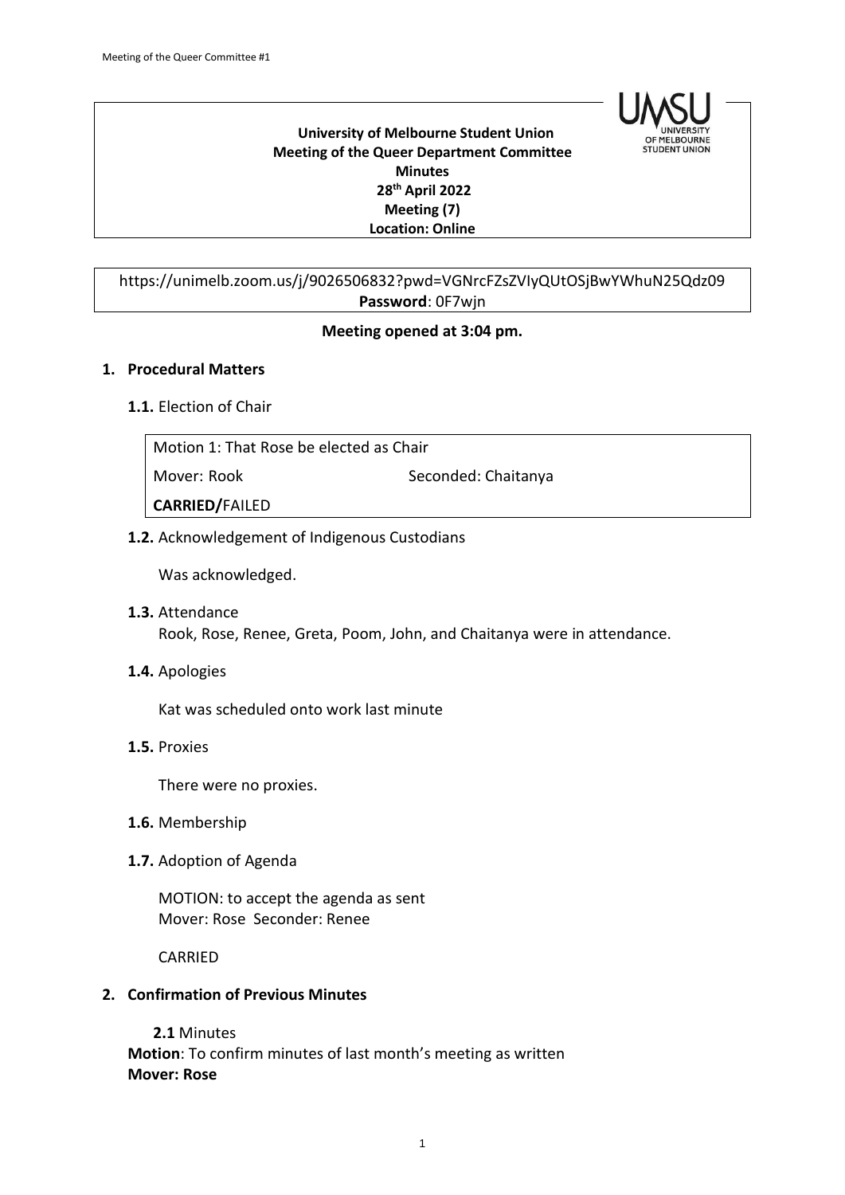**University of Melbourne Student Union**
**Meeting of the Queer Department Committee**
**Minutes**
**28th April 2022**
**Meeting (7)**
**Location: Online**

https://unimelb.zoom.us/j/9026506832?pwd=VGNrcFZsZVIyQUtOSjBwYWhuN25Qdz09
**Password**: 0F7wjn

**Meeting opened at 3:04 pm.**

## 1. Procedural Matters

**1.1.** Election of Chair

| Motion 1: That Rose be elected as Chair | |
|---|---|
| Mover: Rook | Seconded: Chaitanya |
| **CARRIED/**FAILED | |

**1.2.** Acknowledgement of Indigenous Custodians

Was acknowledged.

**1.3.** Attendance
Rook, Rose, Renee, Greta, Poom, John, and Chaitanya were in attendance.

**1.4.** Apologies

Kat was scheduled onto work last minute

**1.5.** Proxies

There were no proxies.

**1.6.** Membership

**1.7.** Adoption of Agenda

MOTION: to accept the agenda as sent
Mover: Rose  Seconder: Renee

CARRIED

## 2. Confirmation of Previous Minutes

**2.1** Minutes
**Motion**: To confirm minutes of last month's meeting as written
**Mover: Rose**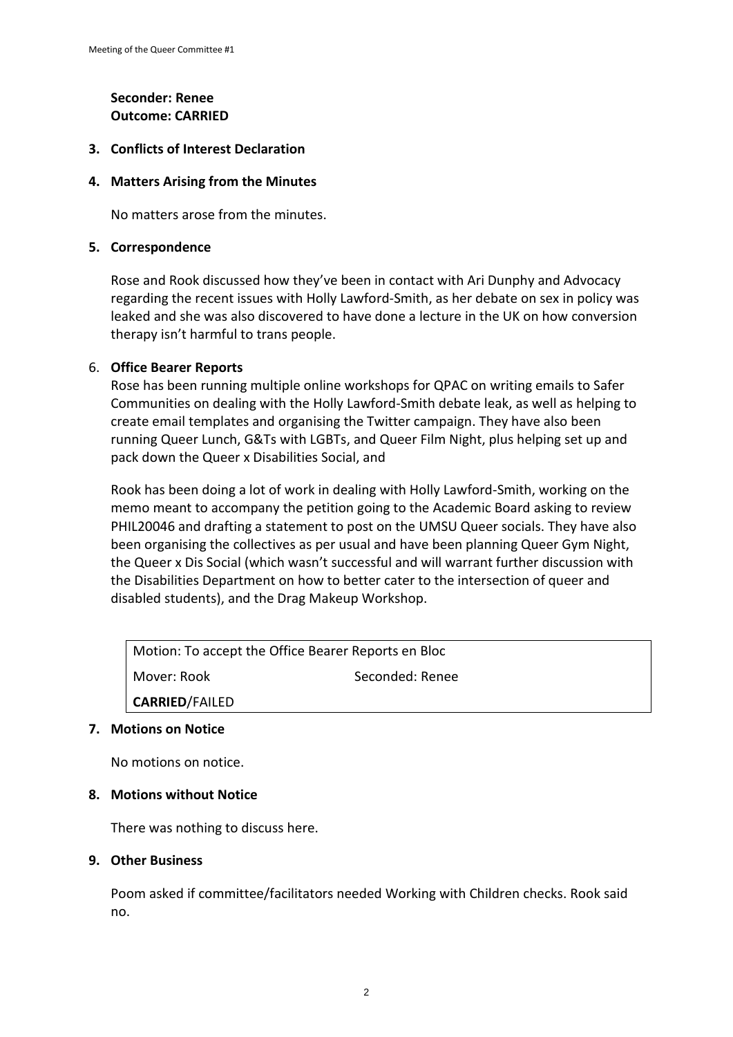**Seconder: Renee**
**Outcome: CARRIED**

### 3. Conflicts of Interest Declaration

### 4. Matters Arising from the Minutes

No matters arose from the minutes.

### 5. Correspondence

Rose and Rook discussed how they've been in contact with Ari Dunphy and Advocacy regarding the recent issues with Holly Lawford-Smith, as her debate on sex in policy was leaked and she was also discovered to have done a lecture in the UK on how conversion therapy isn't harmful to trans people.

### 6. Office Bearer Reports

Rose has been running multiple online workshops for QPAC on writing emails to Safer Communities on dealing with the Holly Lawford-Smith debate leak, as well as helping to create email templates and organising the Twitter campaign. They have also been running Queer Lunch, G&Ts with LGBTs, and Queer Film Night, plus helping set up and pack down the Queer x Disabilities Social, and

Rook has been doing a lot of work in dealing with Holly Lawford-Smith, working on the memo meant to accompany the petition going to the Academic Board asking to review PHIL20046 and drafting a statement to post on the UMSU Queer socials. They have also been organising the collectives as per usual and have been planning Queer Gym Night, the Queer x Dis Social (which wasn't successful and will warrant further discussion with the Disabilities Department on how to better cater to the intersection of queer and disabled students), and the Drag Makeup Workshop.

| Motion: To accept the Office Bearer Reports en Bloc | |
|---|---|
| Mover: Rook | Seconded: Renee |
| **CARRIED**/FAILED | |

### 7. Motions on Notice

No motions on notice.

### 8. Motions without Notice

There was nothing to discuss here.

### 9. Other Business

Poom asked if committee/facilitators needed Working with Children checks. Rook said no.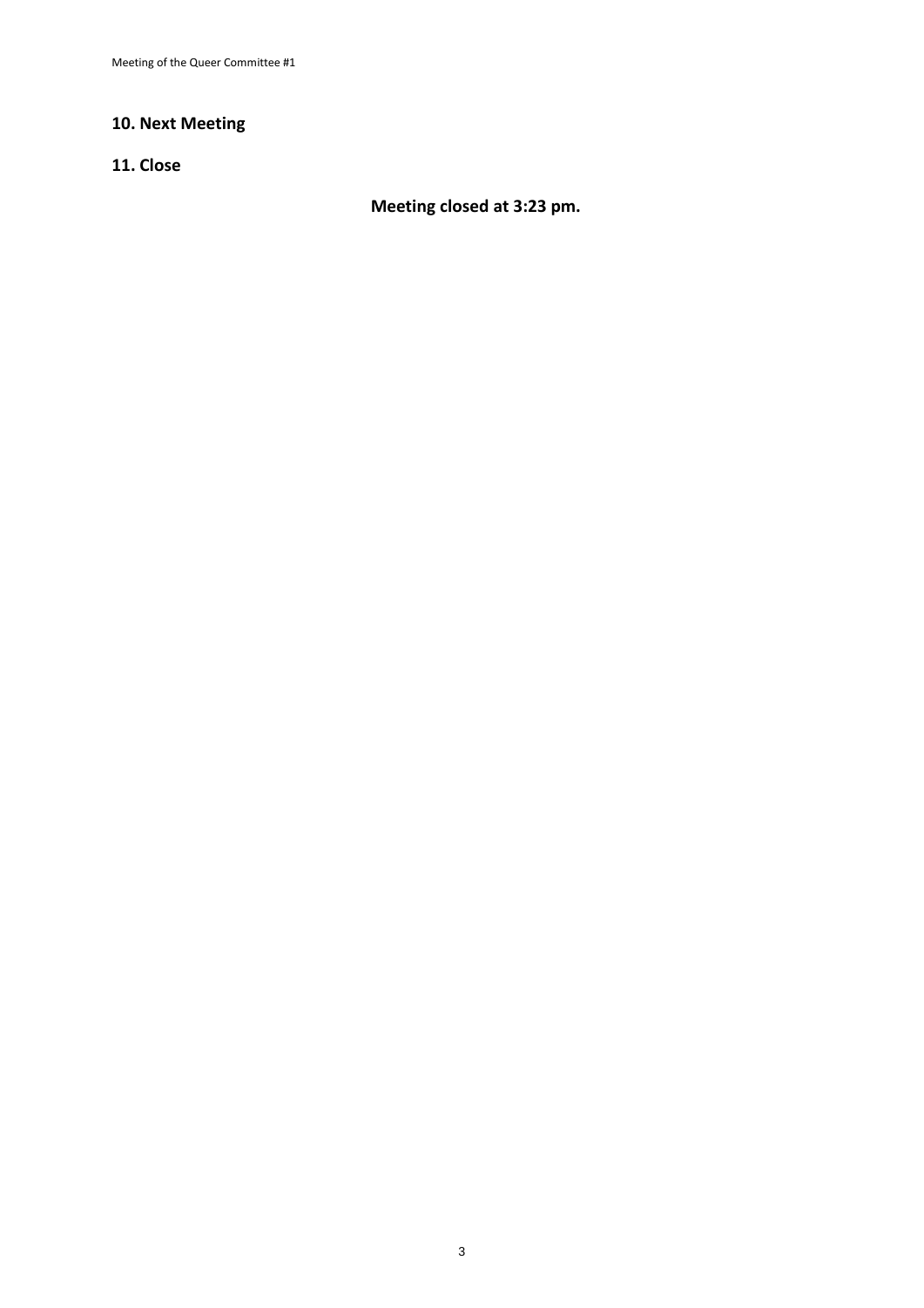## 10. Next Meeting

## 11. Close

**Meeting closed at 3:23 pm.**